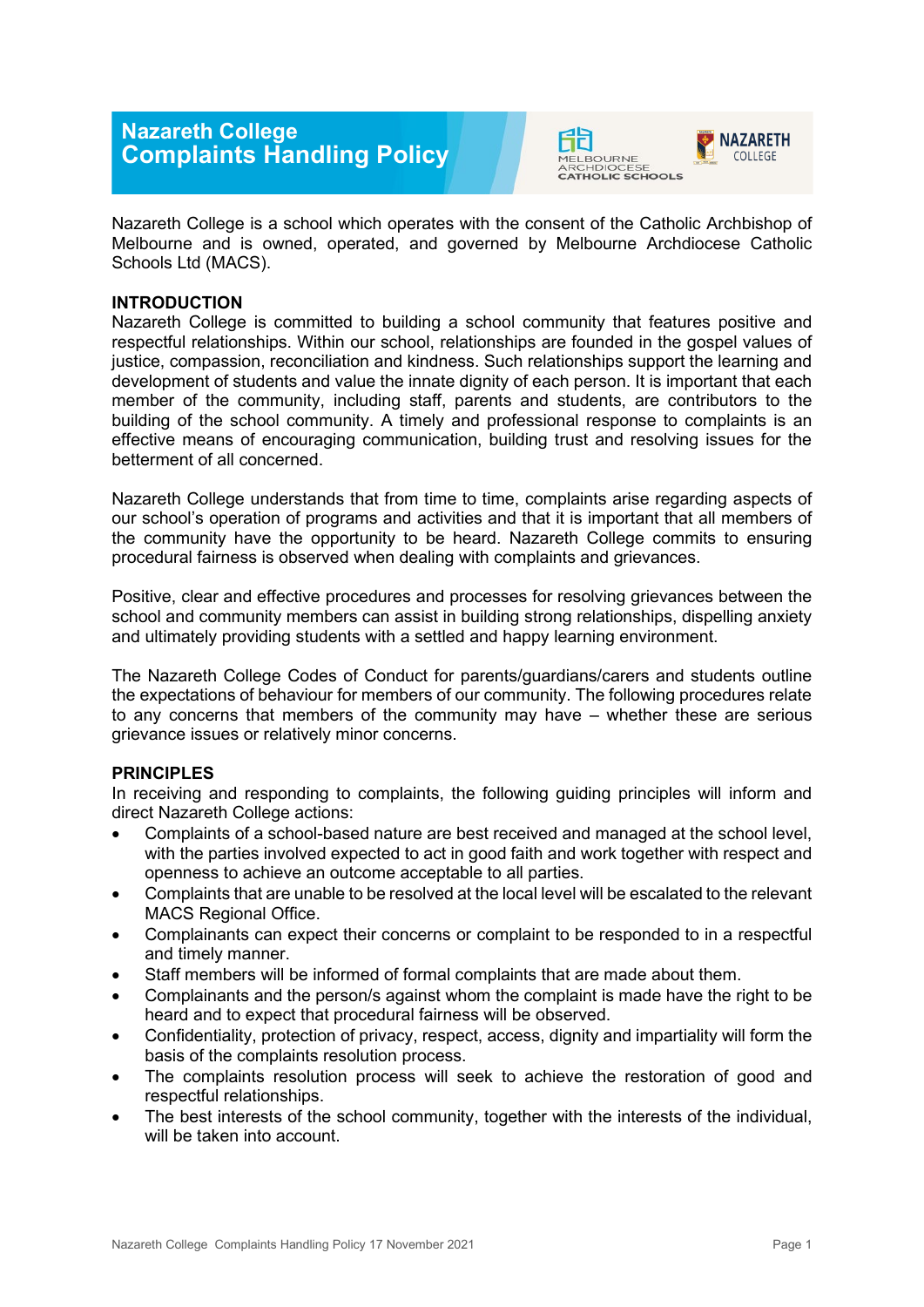# Nazareth College
# Complaints Handling Policy

Nazareth College is a school which operates with the consent of the Catholic Archbishop of Melbourne and is owned, operated, and governed by Melbourne Archdiocese Catholic Schools Ltd (MACS).

## INTRODUCTION

Nazareth College is committed to building a school community that features positive and respectful relationships. Within our school, relationships are founded in the gospel values of justice, compassion, reconciliation and kindness. Such relationships support the learning and development of students and value the innate dignity of each person. It is important that each member of the community, including staff, parents and students, are contributors to the building of the school community. A timely and professional response to complaints is an effective means of encouraging communication, building trust and resolving issues for the betterment of all concerned.

Nazareth College understands that from time to time, complaints arise regarding aspects of our school's operation of programs and activities and that it is important that all members of the community have the opportunity to be heard. Nazareth College commits to ensuring procedural fairness is observed when dealing with complaints and grievances.

Positive, clear and effective procedures and processes for resolving grievances between the school and community members can assist in building strong relationships, dispelling anxiety and ultimately providing students with a settled and happy learning environment.

The Nazareth College Codes of Conduct for parents/guardians/carers and students outline the expectations of behaviour for members of our community. The following procedures relate to any concerns that members of the community may have – whether these are serious grievance issues or relatively minor concerns.

## PRINCIPLES

In receiving and responding to complaints, the following guiding principles will inform and direct Nazareth College actions:

- Complaints of a school-based nature are best received and managed at the school level, with the parties involved expected to act in good faith and work together with respect and openness to achieve an outcome acceptable to all parties.
- Complaints that are unable to be resolved at the local level will be escalated to the relevant MACS Regional Office.
- Complainants can expect their concerns or complaint to be responded to in a respectful and timely manner.
- Staff members will be informed of formal complaints that are made about them.
- Complainants and the person/s against whom the complaint is made have the right to be heard and to expect that procedural fairness will be observed.
- Confidentiality, protection of privacy, respect, access, dignity and impartiality will form the basis of the complaints resolution process.
- The complaints resolution process will seek to achieve the restoration of good and respectful relationships.
- The best interests of the school community, together with the interests of the individual, will be taken into account.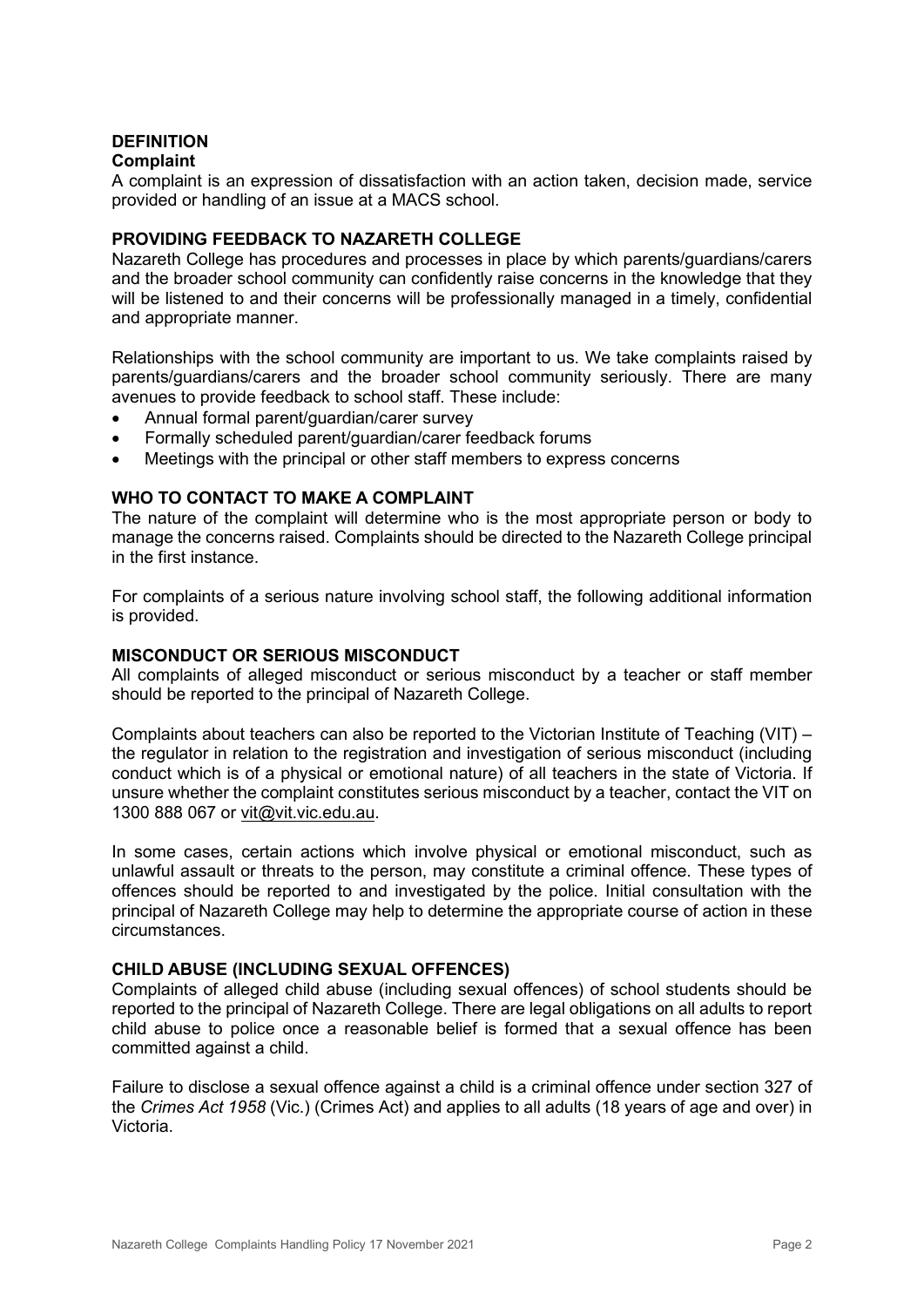## DEFINITION

### Complaint

A complaint is an expression of dissatisfaction with an action taken, decision made, service provided or handling of an issue at a MACS school.

## PROVIDING FEEDBACK TO NAZARETH COLLEGE

Nazareth College has procedures and processes in place by which parents/guardians/carers and the broader school community can confidently raise concerns in the knowledge that they will be listened to and their concerns will be professionally managed in a timely, confidential and appropriate manner.

Relationships with the school community are important to us. We take complaints raised by parents/guardians/carers and the broader school community seriously. There are many avenues to provide feedback to school staff. These include:

- Annual formal parent/guardian/carer survey
- Formally scheduled parent/guardian/carer feedback forums
- Meetings with the principal or other staff members to express concerns

## WHO TO CONTACT TO MAKE A COMPLAINT

The nature of the complaint will determine who is the most appropriate person or body to manage the concerns raised. Complaints should be directed to the Nazareth College principal in the first instance.

For complaints of a serious nature involving school staff, the following additional information is provided.

## MISCONDUCT OR SERIOUS MISCONDUCT

All complaints of alleged misconduct or serious misconduct by a teacher or staff member should be reported to the principal of Nazareth College.

Complaints about teachers can also be reported to the Victorian Institute of Teaching (VIT) – the regulator in relation to the registration and investigation of serious misconduct (including conduct which is of a physical or emotional nature) of all teachers in the state of Victoria. If unsure whether the complaint constitutes serious misconduct by a teacher, contact the VIT on 1300 888 067 or vit@vit.vic.edu.au.

In some cases, certain actions which involve physical or emotional misconduct, such as unlawful assault or threats to the person, may constitute a criminal offence. These types of offences should be reported to and investigated by the police. Initial consultation with the principal of Nazareth College may help to determine the appropriate course of action in these circumstances.

## CHILD ABUSE (INCLUDING SEXUAL OFFENCES)

Complaints of alleged child abuse (including sexual offences) of school students should be reported to the principal of Nazareth College. There are legal obligations on all adults to report child abuse to police once a reasonable belief is formed that a sexual offence has been committed against a child.

Failure to disclose a sexual offence against a child is a criminal offence under section 327 of the *Crimes Act 1958* (Vic.) (Crimes Act) and applies to all adults (18 years of age and over) in Victoria.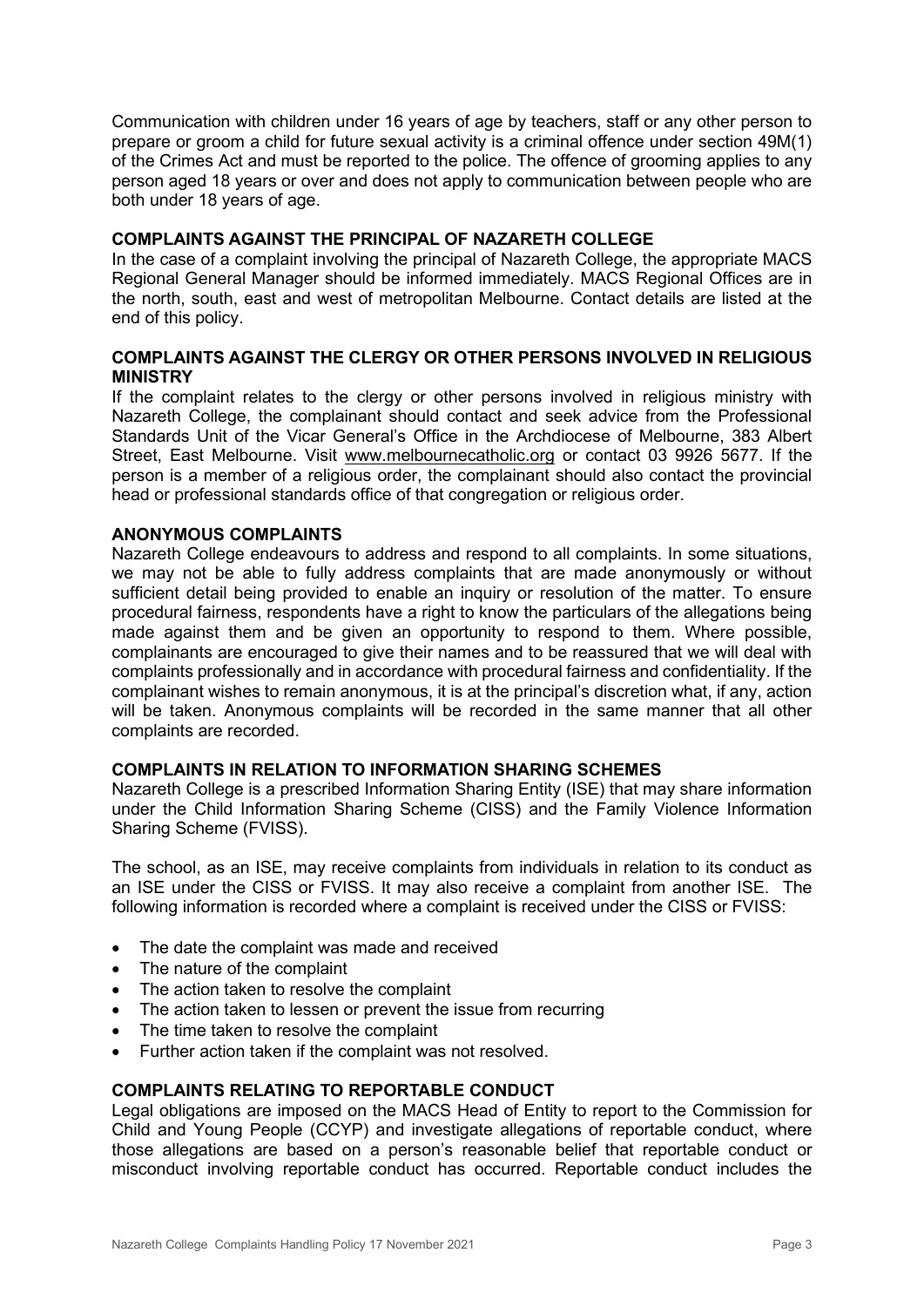Communication with children under 16 years of age by teachers, staff or any other person to prepare or groom a child for future sexual activity is a criminal offence under section 49M(1) of the Crimes Act and must be reported to the police. The offence of grooming applies to any person aged 18 years or over and does not apply to communication between people who are both under 18 years of age.

## COMPLAINTS AGAINST THE PRINCIPAL OF NAZARETH COLLEGE

In the case of a complaint involving the principal of Nazareth College, the appropriate MACS Regional General Manager should be informed immediately. MACS Regional Offices are in the north, south, east and west of metropolitan Melbourne. Contact details are listed at the end of this policy.

## COMPLAINTS AGAINST THE CLERGY OR OTHER PERSONS INVOLVED IN RELIGIOUS MINISTRY

If the complaint relates to the clergy or other persons involved in religious ministry with Nazareth College, the complainant should contact and seek advice from the Professional Standards Unit of the Vicar General's Office in the Archdiocese of Melbourne, 383 Albert Street, East Melbourne. Visit www.melbournecatholic.org or contact 03 9926 5677. If the person is a member of a religious order, the complainant should also contact the provincial head or professional standards office of that congregation or religious order.

## ANONYMOUS COMPLAINTS

Nazareth College endeavours to address and respond to all complaints. In some situations, we may not be able to fully address complaints that are made anonymously or without sufficient detail being provided to enable an inquiry or resolution of the matter. To ensure procedural fairness, respondents have a right to know the particulars of the allegations being made against them and be given an opportunity to respond to them. Where possible, complainants are encouraged to give their names and to be reassured that we will deal with complaints professionally and in accordance with procedural fairness and confidentiality. If the complainant wishes to remain anonymous, it is at the principal's discretion what, if any, action will be taken. Anonymous complaints will be recorded in the same manner that all other complaints are recorded.

## COMPLAINTS IN RELATION TO INFORMATION SHARING SCHEMES

Nazareth College is a prescribed Information Sharing Entity (ISE) that may share information under the Child Information Sharing Scheme (CISS) and the Family Violence Information Sharing Scheme (FVISS).

The school, as an ISE, may receive complaints from individuals in relation to its conduct as an ISE under the CISS or FVISS. It may also receive a complaint from another ISE. The following information is recorded where a complaint is received under the CISS or FVISS:

- The date the complaint was made and received
- The nature of the complaint
- The action taken to resolve the complaint
- The action taken to lessen or prevent the issue from recurring
- The time taken to resolve the complaint
- Further action taken if the complaint was not resolved.

## COMPLAINTS RELATING TO REPORTABLE CONDUCT

Legal obligations are imposed on the MACS Head of Entity to report to the Commission for Child and Young People (CCYP) and investigate allegations of reportable conduct, where those allegations are based on a person's reasonable belief that reportable conduct or misconduct involving reportable conduct has occurred. Reportable conduct includes the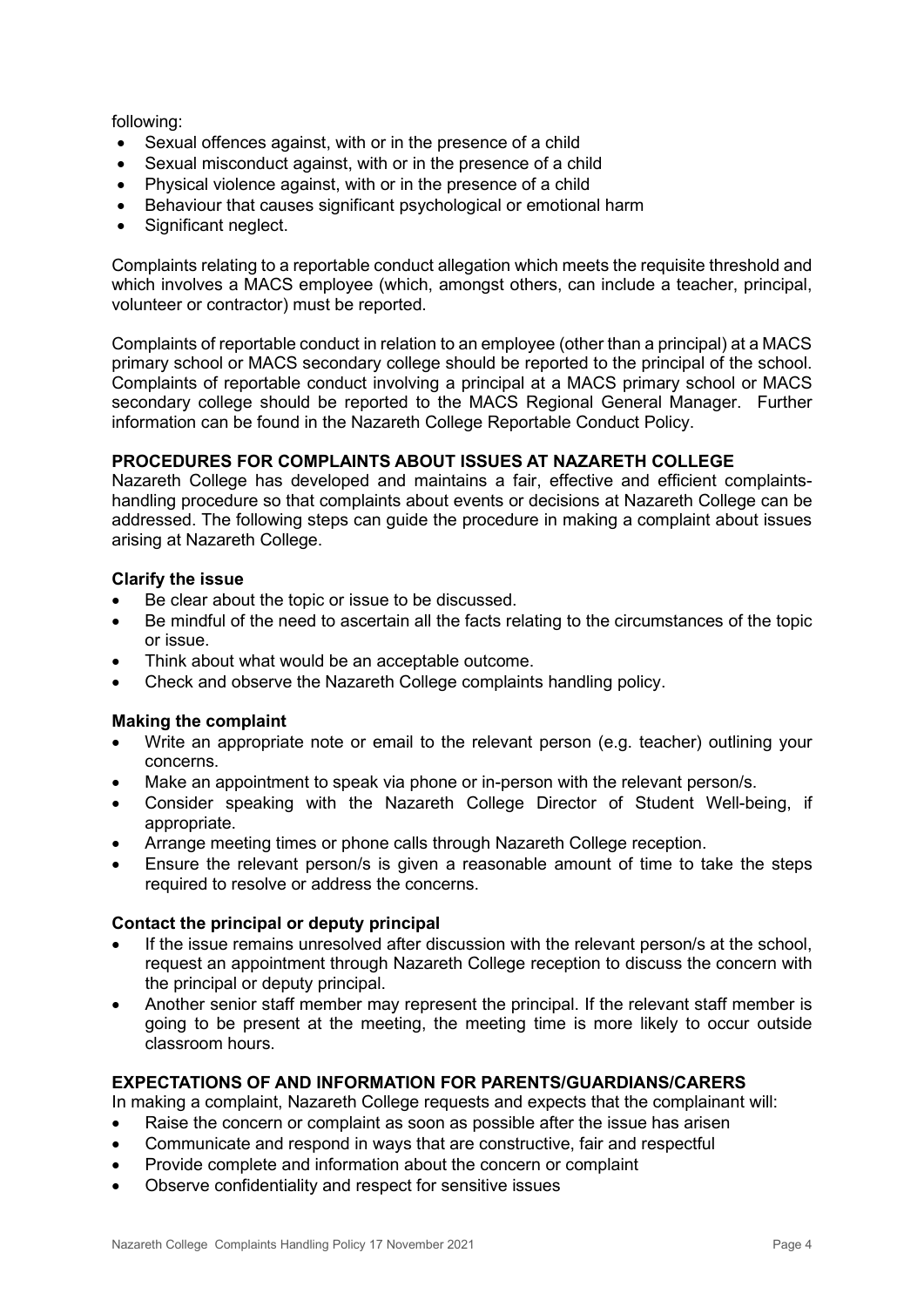following:

- Sexual offences against, with or in the presence of a child
- Sexual misconduct against, with or in the presence of a child
- Physical violence against, with or in the presence of a child
- Behaviour that causes significant psychological or emotional harm
- Significant neglect.

Complaints relating to a reportable conduct allegation which meets the requisite threshold and which involves a MACS employee (which, amongst others, can include a teacher, principal, volunteer or contractor) must be reported.

Complaints of reportable conduct in relation to an employee (other than a principal) at a MACS primary school or MACS secondary college should be reported to the principal of the school. Complaints of reportable conduct involving a principal at a MACS primary school or MACS secondary college should be reported to the MACS Regional General Manager. Further information can be found in the Nazareth College Reportable Conduct Policy.

**PROCEDURES FOR COMPLAINTS ABOUT ISSUES AT NAZARETH COLLEGE**

Nazareth College has developed and maintains a fair, effective and efficient complaints-handling procedure so that complaints about events or decisions at Nazareth College can be addressed. The following steps can guide the procedure in making a complaint about issues arising at Nazareth College.

**Clarify the issue**

- Be clear about the topic or issue to be discussed.
- Be mindful of the need to ascertain all the facts relating to the circumstances of the topic or issue.
- Think about what would be an acceptable outcome.
- Check and observe the Nazareth College complaints handling policy.

**Making the complaint**

- Write an appropriate note or email to the relevant person (e.g. teacher) outlining your concerns.
- Make an appointment to speak via phone or in-person with the relevant person/s.
- Consider speaking with the Nazareth College Director of Student Well-being, if appropriate.
- Arrange meeting times or phone calls through Nazareth College reception.
- Ensure the relevant person/s is given a reasonable amount of time to take the steps required to resolve or address the concerns.

**Contact the principal or deputy principal**

- If the issue remains unresolved after discussion with the relevant person/s at the school, request an appointment through Nazareth College reception to discuss the concern with the principal or deputy principal.
- Another senior staff member may represent the principal. If the relevant staff member is going to be present at the meeting, the meeting time is more likely to occur outside classroom hours.

**EXPECTATIONS OF AND INFORMATION FOR PARENTS/GUARDIANS/CARERS**

In making a complaint, Nazareth College requests and expects that the complainant will:

- Raise the concern or complaint as soon as possible after the issue has arisen
- Communicate and respond in ways that are constructive, fair and respectful
- Provide complete and information about the concern or complaint
- Observe confidentiality and respect for sensitive issues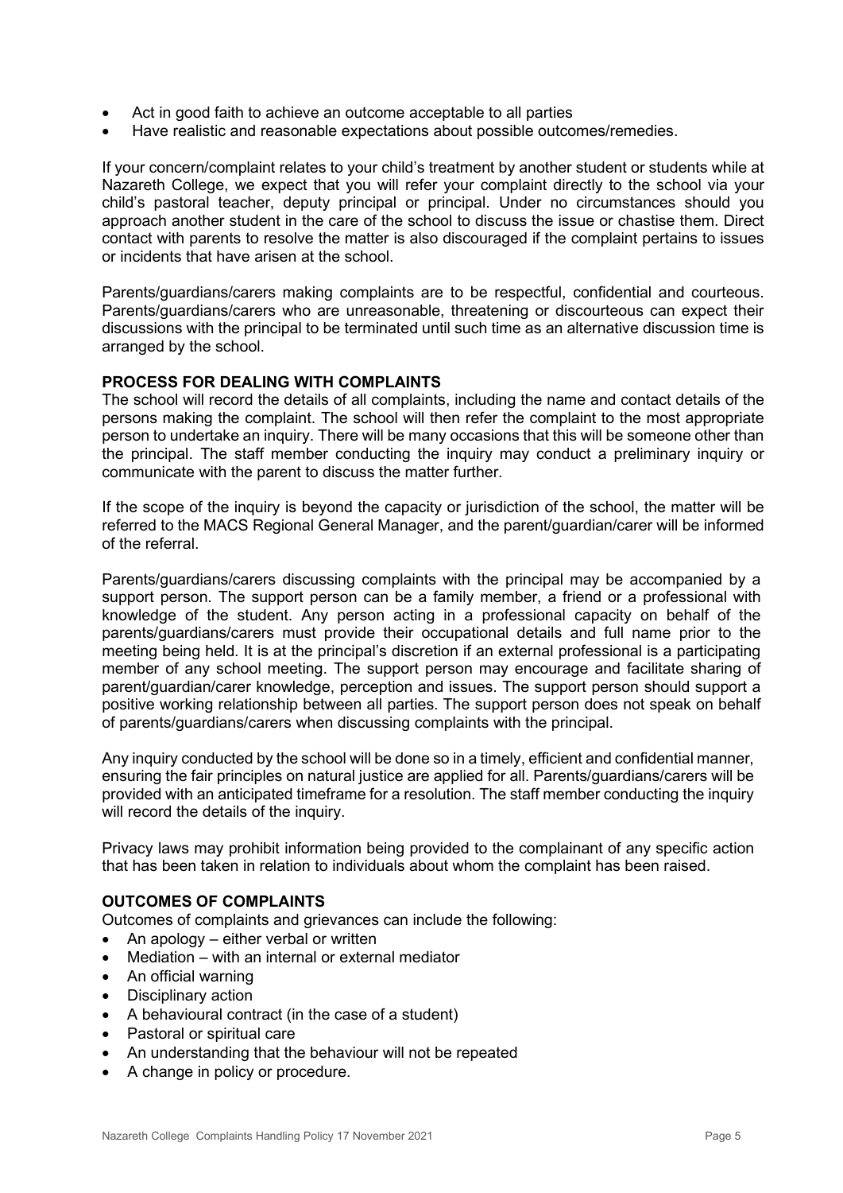- Act in good faith to achieve an outcome acceptable to all parties
- Have realistic and reasonable expectations about possible outcomes/remedies.

If your concern/complaint relates to your child's treatment by another student or students while at Nazareth College, we expect that you will refer your complaint directly to the school via your child's pastoral teacher, deputy principal or principal. Under no circumstances should you approach another student in the care of the school to discuss the issue or chastise them. Direct contact with parents to resolve the matter is also discouraged if the complaint pertains to issues or incidents that have arisen at the school.

Parents/guardians/carers making complaints are to be respectful, confidential and courteous. Parents/guardians/carers who are unreasonable, threatening or discourteous can expect their discussions with the principal to be terminated until such time as an alternative discussion time is arranged by the school.

**PROCESS FOR DEALING WITH COMPLAINTS**

The school will record the details of all complaints, including the name and contact details of the persons making the complaint. The school will then refer the complaint to the most appropriate person to undertake an inquiry. There will be many occasions that this will be someone other than the principal. The staff member conducting the inquiry may conduct a preliminary inquiry or communicate with the parent to discuss the matter further.

If the scope of the inquiry is beyond the capacity or jurisdiction of the school, the matter will be referred to the MACS Regional General Manager, and the parent/guardian/carer will be informed of the referral.

Parents/guardians/carers discussing complaints with the principal may be accompanied by a support person. The support person can be a family member, a friend or a professional with knowledge of the student. Any person acting in a professional capacity on behalf of the parents/guardians/carers must provide their occupational details and full name prior to the meeting being held. It is at the principal's discretion if an external professional is a participating member of any school meeting. The support person may encourage and facilitate sharing of parent/guardian/carer knowledge, perception and issues. The support person should support a positive working relationship between all parties. The support person does not speak on behalf of parents/guardians/carers when discussing complaints with the principal.

Any inquiry conducted by the school will be done so in a timely, efficient and confidential manner, ensuring the fair principles on natural justice are applied for all. Parents/guardians/carers will be provided with an anticipated timeframe for a resolution. The staff member conducting the inquiry will record the details of the inquiry.

Privacy laws may prohibit information being provided to the complainant of any specific action that has been taken in relation to individuals about whom the complaint has been raised.

**OUTCOMES OF COMPLAINTS**

Outcomes of complaints and grievances can include the following:

- An apology – either verbal or written
- Mediation – with an internal or external mediator
- An official warning
- Disciplinary action
- A behavioural contract (in the case of a student)
- Pastoral or spiritual care
- An understanding that the behaviour will not be repeated
- A change in policy or procedure.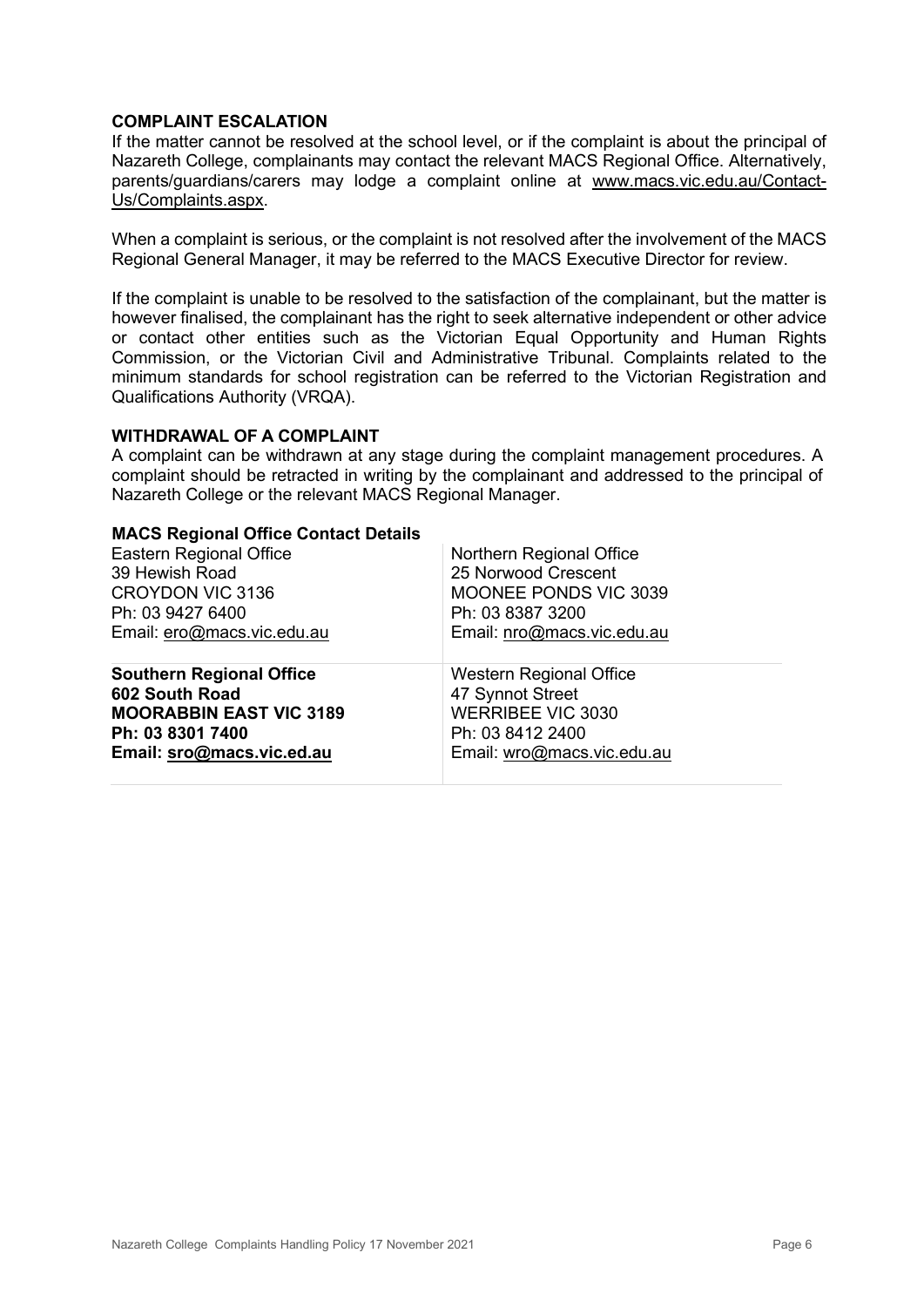## COMPLAINT ESCALATION

If the matter cannot be resolved at the school level, or if the complaint is about the principal of Nazareth College, complainants may contact the relevant MACS Regional Office. Alternatively, parents/guardians/carers may lodge a complaint online at www.macs.vic.edu.au/Contact-Us/Complaints.aspx.

When a complaint is serious, or the complaint is not resolved after the involvement of the MACS Regional General Manager, it may be referred to the MACS Executive Director for review.

If the complaint is unable to be resolved to the satisfaction of the complainant, but the matter is however finalised, the complainant has the right to seek alternative independent or other advice or contact other entities such as the Victorian Equal Opportunity and Human Rights Commission, or the Victorian Civil and Administrative Tribunal. Complaints related to the minimum standards for school registration can be referred to the Victorian Registration and Qualifications Authority (VRQA).

## WITHDRAWAL OF A COMPLAINT

A complaint can be withdrawn at any stage during the complaint management procedures. A complaint should be retracted in writing by the complainant and addressed to the principal of Nazareth College or the relevant MACS Regional Manager.

### MACS Regional Office Contact Details

| | |
|---|---|
| Eastern Regional Office<br>39 Hewish Road<br>CROYDON VIC 3136<br>Ph: 03 9427 6400<br>Email: ero@macs.vic.edu.au | Northern Regional Office<br>25 Norwood Crescent<br>MOONEE PONDS VIC 3039<br>Ph: 03 8387 3200<br>Email: nro@macs.vic.edu.au |
| **Southern Regional Office**<br>**602 South Road**<br>**MOORABBIN EAST VIC 3189**<br>**Ph: 03 8301 7400**<br>**Email: sro@macs.vic.ed.au** | Western Regional Office<br>47 Synnot Street<br>WERRIBEE VIC 3030<br>Ph: 03 8412 2400<br>Email: wro@macs.vic.edu.au |